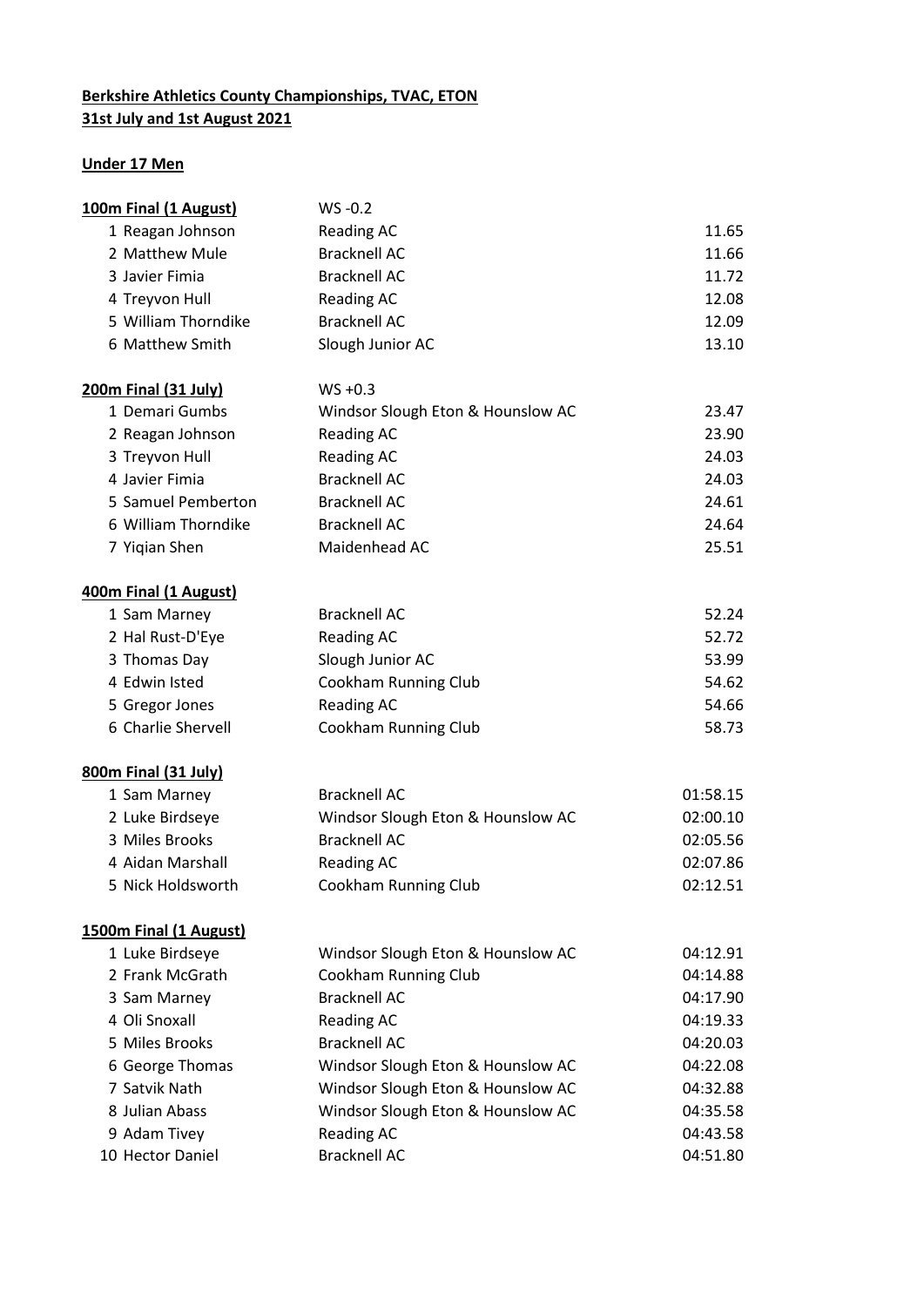**Berkshire Athletics County Championships, TVAC, ETON**
**31st July and 1st August 2021**

**Under 17 Men**

**100m Final (1 August)** WS -0.2

| | | | |
|---|---|---|---|
| 1 | Reagan Johnson | Reading AC | 11.65 |
| 2 | Matthew Mule | Bracknell AC | 11.66 |
| 3 | Javier Fimia | Bracknell AC | 11.72 |
| 4 | Treyvon Hull | Reading AC | 12.08 |
| 5 | William Thorndike | Bracknell AC | 12.09 |
| 6 | Matthew Smith | Slough Junior AC | 13.10 |

**200m Final (31 July)** WS +0.3

| | | | |
|---|---|---|---|
| 1 | Demari Gumbs | Windsor Slough Eton & Hounslow AC | 23.47 |
| 2 | Reagan Johnson | Reading AC | 23.90 |
| 3 | Treyvon Hull | Reading AC | 24.03 |
| 4 | Javier Fimia | Bracknell AC | 24.03 |
| 5 | Samuel Pemberton | Bracknell AC | 24.61 |
| 6 | William Thorndike | Bracknell AC | 24.64 |
| 7 | Yiqian Shen | Maidenhead AC | 25.51 |

**400m Final (1 August)**

| | | | |
|---|---|---|---|
| 1 | Sam Marney | Bracknell AC | 52.24 |
| 2 | Hal Rust-D'Eye | Reading AC | 52.72 |
| 3 | Thomas Day | Slough Junior AC | 53.99 |
| 4 | Edwin Isted | Cookham Running Club | 54.62 |
| 5 | Gregor Jones | Reading AC | 54.66 |
| 6 | Charlie Shervell | Cookham Running Club | 58.73 |

**800m Final (31 July)**

| | | | |
|---|---|---|---|
| 1 | Sam Marney | Bracknell AC | 01:58.15 |
| 2 | Luke Birdseye | Windsor Slough Eton & Hounslow AC | 02:00.10 |
| 3 | Miles Brooks | Bracknell AC | 02:05.56 |
| 4 | Aidan Marshall | Reading AC | 02:07.86 |
| 5 | Nick Holdsworth | Cookham Running Club | 02:12.51 |

**1500m Final (1 August)**

| | | | |
|---|---|---|---|
| 1 | Luke Birdseye | Windsor Slough Eton & Hounslow AC | 04:12.91 |
| 2 | Frank McGrath | Cookham Running Club | 04:14.88 |
| 3 | Sam Marney | Bracknell AC | 04:17.90 |
| 4 | Oli Snoxall | Reading AC | 04:19.33 |
| 5 | Miles Brooks | Bracknell AC | 04:20.03 |
| 6 | George Thomas | Windsor Slough Eton & Hounslow AC | 04:22.08 |
| 7 | Satvik Nath | Windsor Slough Eton & Hounslow AC | 04:32.88 |
| 8 | Julian Abass | Windsor Slough Eton & Hounslow AC | 04:35.58 |
| 9 | Adam Tivey | Reading AC | 04:43.58 |
| 10 | Hector Daniel | Bracknell AC | 04:51.80 |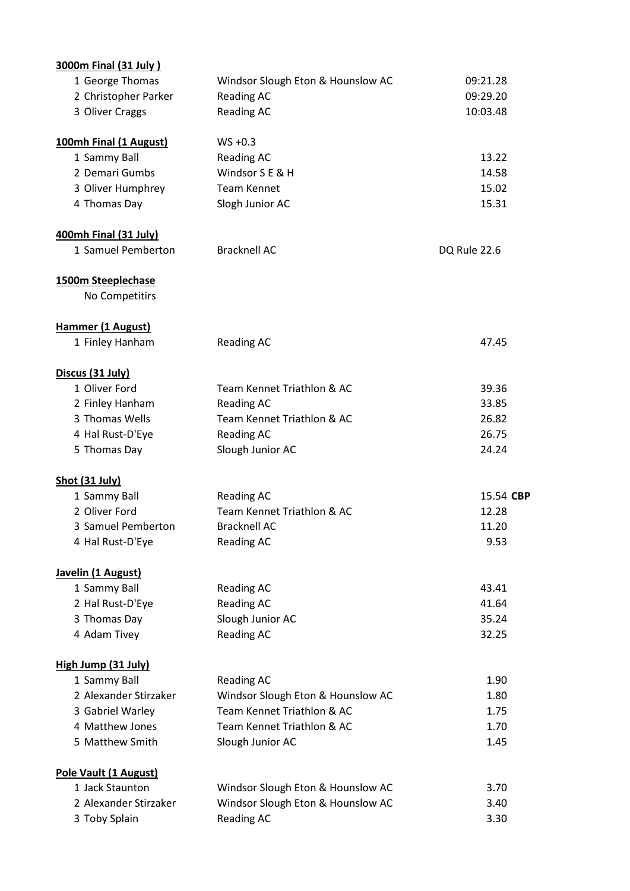**3000m Final (31 July )**

| | | |
|---|---|---|
| 1 George Thomas | Windsor Slough Eton & Hounslow AC | 09:21.28 |
| 2 Christopher Parker | Reading AC | 09:29.20 |
| 3 Oliver Craggs | Reading AC | 10:03.48 |

**100mh Final (1 August)** WS +0.3

| | | |
|---|---|---|
| 1 Sammy Ball | Reading AC | 13.22 |
| 2 Demari Gumbs | Windsor S E & H | 14.58 |
| 3 Oliver Humphrey | Team Kennet | 15.02 |
| 4 Thomas Day | Slogh Junior AC | 15.31 |

**400mh Final (31 July)**

| | | |
|---|---|---|
| 1 Samuel Pemberton | Bracknell AC | DQ Rule 22.6 |

**1500m Steeplechase**

No Competitirs

**Hammer (1 August)**

| | | |
|---|---|---|
| 1 Finley Hanham | Reading AC | 47.45 |

**Discus (31 July)**

| | | |
|---|---|---|
| 1 Oliver Ford | Team Kennet Triathlon & AC | 39.36 |
| 2 Finley Hanham | Reading AC | 33.85 |
| 3 Thomas Wells | Team Kennet Triathlon & AC | 26.82 |
| 4 Hal Rust-D'Eye | Reading AC | 26.75 |
| 5 Thomas Day | Slough Junior AC | 24.24 |

**Shot (31 July)**

| | | |
|---|---|---|
| 1 Sammy Ball | Reading AC | 15.54 **CBP** |
| 2 Oliver Ford | Team Kennet Triathlon & AC | 12.28 |
| 3 Samuel Pemberton | Bracknell AC | 11.20 |
| 4 Hal Rust-D'Eye | Reading AC | 9.53 |

**Javelin (1 August)**

| | | |
|---|---|---|
| 1 Sammy Ball | Reading AC | 43.41 |
| 2 Hal Rust-D'Eye | Reading AC | 41.64 |
| 3 Thomas Day | Slough Junior AC | 35.24 |
| 4 Adam Tivey | Reading AC | 32.25 |

**High Jump (31 July)**

| | | |
|---|---|---|
| 1 Sammy Ball | Reading AC | 1.90 |
| 2 Alexander Stirzaker | Windsor Slough Eton & Hounslow AC | 1.80 |
| 3 Gabriel Warley | Team Kennet Triathlon & AC | 1.75 |
| 4 Matthew Jones | Team Kennet Triathlon & AC | 1.70 |
| 5 Matthew Smith | Slough Junior AC | 1.45 |

**Pole Vault (1 August)**

| | | |
|---|---|---|
| 1 Jack Staunton | Windsor Slough Eton & Hounslow AC | 3.70 |
| 2 Alexander Stirzaker | Windsor Slough Eton & Hounslow AC | 3.40 |
| 3 Toby Splain | Reading AC | 3.30 |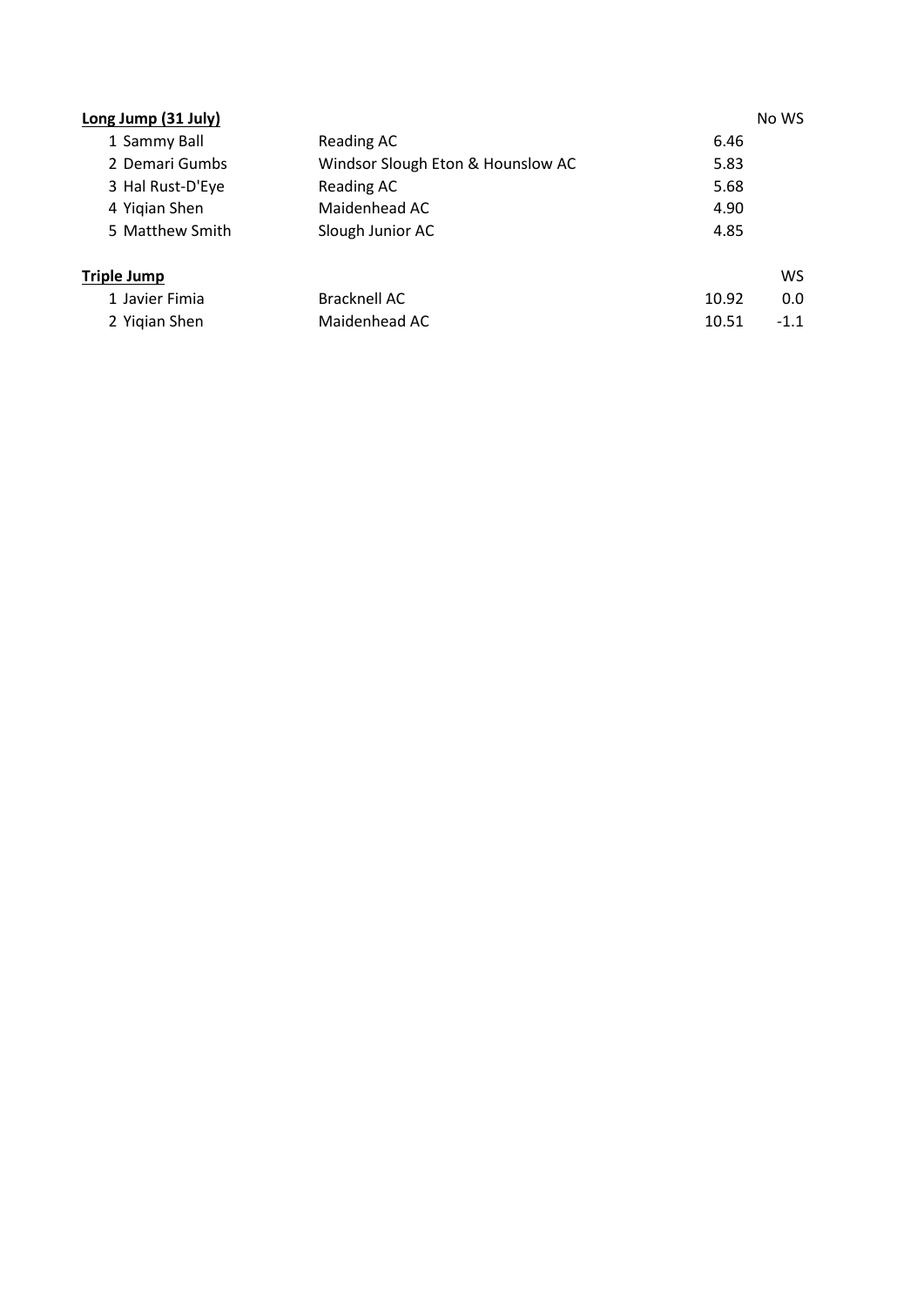**Long Jump (31 July)**

| | | | | |
|---|---|---|---|---|
| 1 | Sammy Ball | Reading AC | 6.46 | No WS |
| 2 | Demari Gumbs | Windsor Slough Eton & Hounslow AC | 5.83 | |
| 3 | Hal Rust-D'Eye | Reading AC | 5.68 | |
| 4 | Yiqian Shen | Maidenhead AC | 4.90 | |
| 5 | Matthew Smith | Slough Junior AC | 4.85 | |

**Triple Jump**

| | | | | WS |
|---|---|---|---|---|
| 1 | Javier Fimia | Bracknell AC | 10.92 | 0.0 |
| 2 | Yiqian Shen | Maidenhead AC | 10.51 | -1.1 |